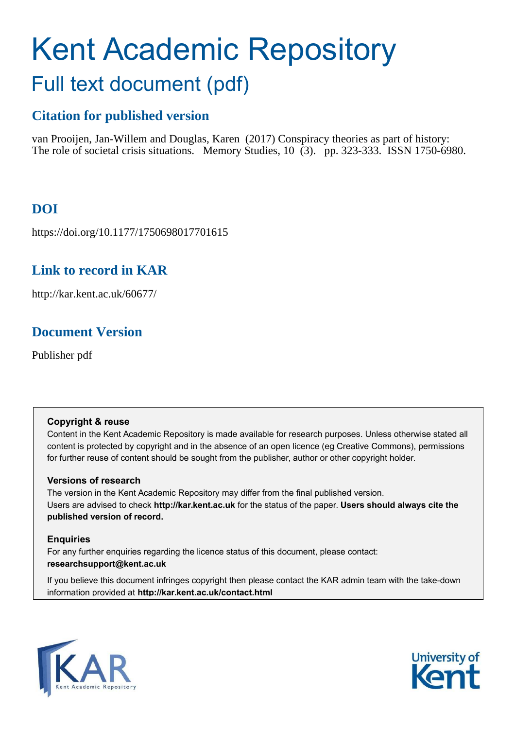# Kent Academic Repository

## Full text document (pdf)

### Citation for published version

van Prooijen, Jan-Willem and Douglas, Karen (2017) Conspiracy theories as part of history: The role of societal crisis situations. Memory Studies, 10 (3). pp. 323-333. ISSN 1750-6980.

### DOI

https://doi.org/10.1177/1750698017701615

### Link to record in KAR

http://kar.kent.ac.uk/60677/

### Document Version

Publisher pdf

**Copyright & reuse**

Content in the Kent Academic Repository is made available for research purposes. Unless otherwise stated all content is protected by copyright and in the absence of an open licence (eg Creative Commons), permissions for further reuse of content should be sought from the publisher, author or other copyright holder.

**Versions of research**

The version in the Kent Academic Repository may differ from the final published version. Users are advised to check **http://kar.kent.ac.uk** for the status of the paper. **Users should always cite the published version of record.**

**Enquiries**

For any further enquiries regarding the licence status of this document, please contact: **researchsupport@kent.ac.uk**

If you believe this document infringes copyright then please contact the KAR admin team with the take-down information provided at **http://kar.kent.ac.uk/contact.html**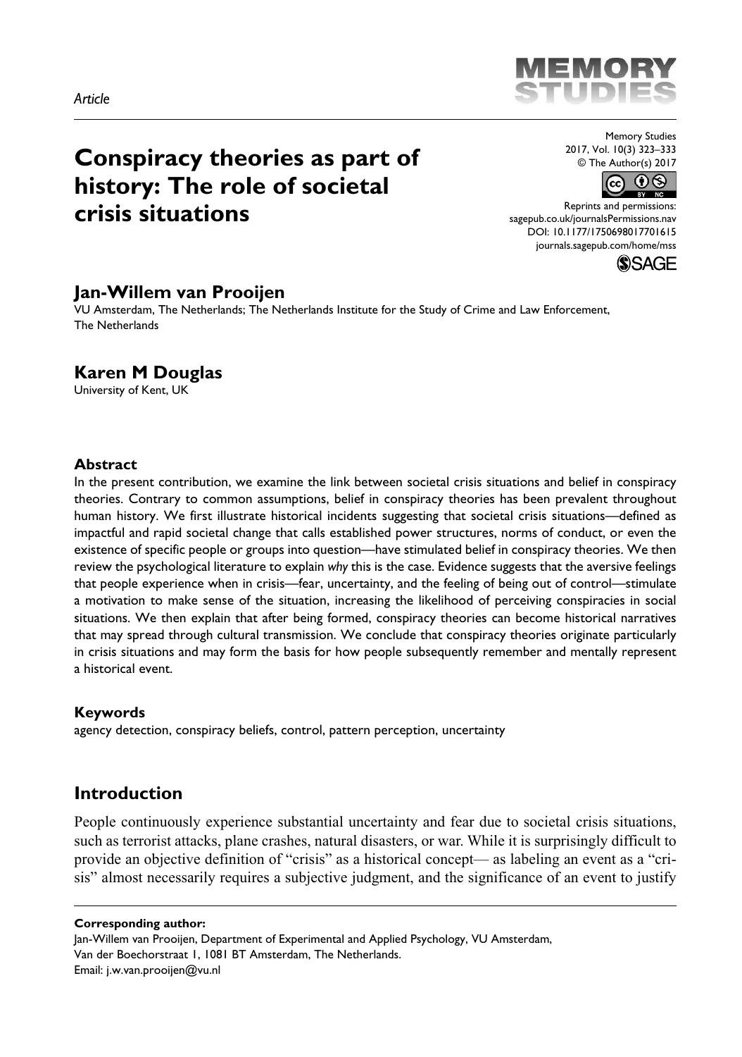# Conspiracy theories as part of history: The role of societal crisis situations

## Jan-Willem van Prooijen

VU Amsterdam, The Netherlands; The Netherlands Institute for the Study of Crime and Law Enforcement, The Netherlands

## Karen M Douglas

University of Kent, UK

### Abstract

In the present contribution, we examine the link between societal crisis situations and belief in conspiracy theories. Contrary to common assumptions, belief in conspiracy theories has been prevalent throughout human history. We first illustrate historical incidents suggesting that societal crisis situations—defined as impactful and rapid societal change that calls established power structures, norms of conduct, or even the existence of specific people or groups into question—have stimulated belief in conspiracy theories. We then review the psychological literature to explain *why* this is the case. Evidence suggests that the aversive feelings that people experience when in crisis—fear, uncertainty, and the feeling of being out of control—stimulate a motivation to make sense of the situation, increasing the likelihood of perceiving conspiracies in social situations. We then explain that after being formed, conspiracy theories can become historical narratives that may spread through cultural transmission. We conclude that conspiracy theories originate particularly in crisis situations and may form the basis for how people subsequently remember and mentally represent a historical event.

### Keywords

agency detection, conspiracy beliefs, control, pattern perception, uncertainty

## Introduction

People continuously experience substantial uncertainty and fear due to societal crisis situations, such as terrorist attacks, plane crashes, natural disasters, or war. While it is surprisingly difficult to provide an objective definition of "crisis" as a historical concept— as labeling an event as a "crisis" almost necessarily requires a subjective judgment, and the significance of an event to justify

**Corresponding author:**
Jan-Willem van Prooijen, Department of Experimental and Applied Psychology, VU Amsterdam, Van der Boechorstraat 1, 1081 BT Amsterdam, The Netherlands.
Email: j.w.van.prooijen@vu.nl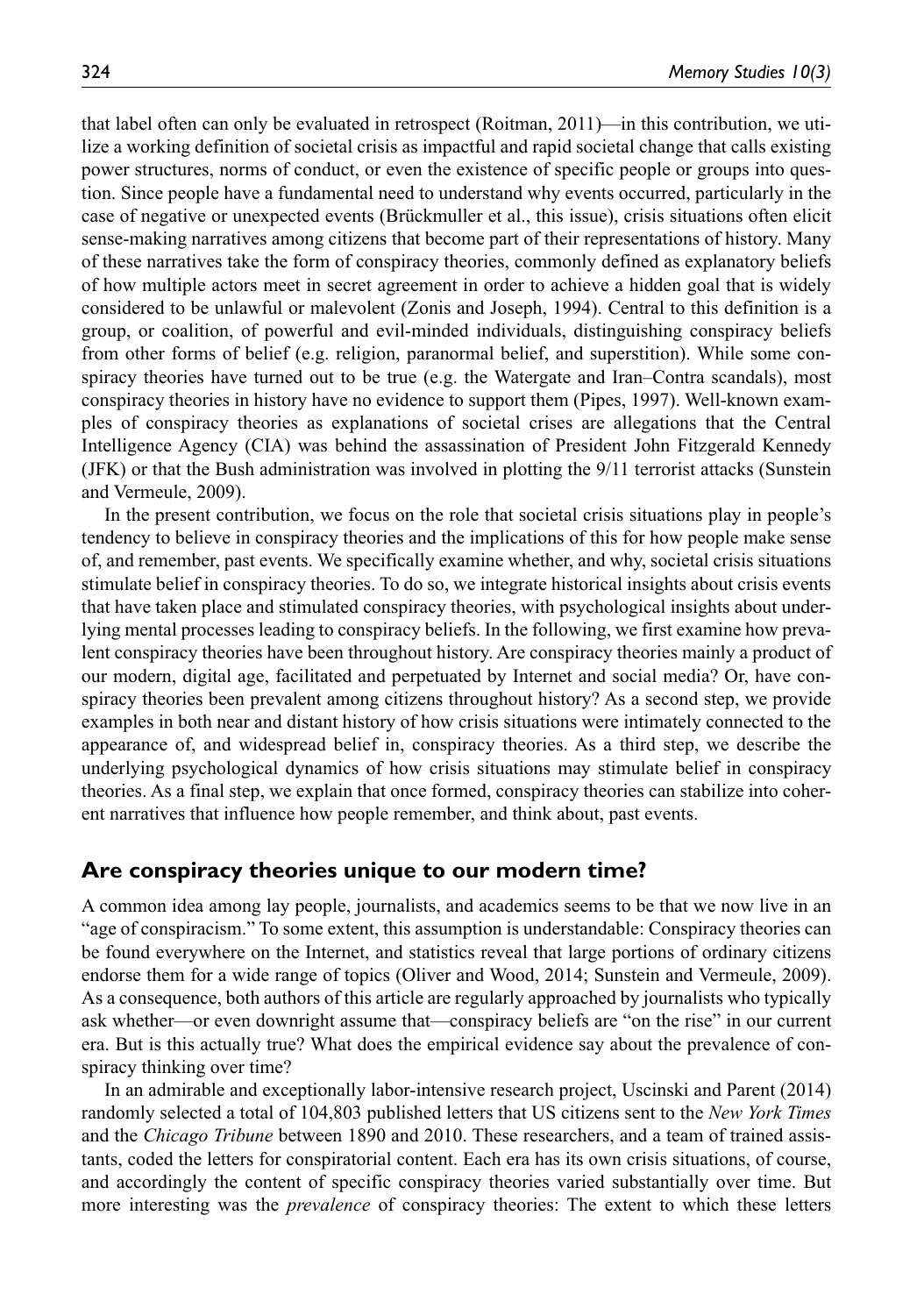that label often can only be evaluated in retrospect (Roitman, 2011)—in this contribution, we utilize a working definition of societal crisis as impactful and rapid societal change that calls existing power structures, norms of conduct, or even the existence of specific people or groups into question. Since people have a fundamental need to understand why events occurred, particularly in the case of negative or unexpected events (Brückmuller et al., this issue), crisis situations often elicit sense-making narratives among citizens that become part of their representations of history. Many of these narratives take the form of conspiracy theories, commonly defined as explanatory beliefs of how multiple actors meet in secret agreement in order to achieve a hidden goal that is widely considered to be unlawful or malevolent (Zonis and Joseph, 1994). Central to this definition is a group, or coalition, of powerful and evil-minded individuals, distinguishing conspiracy beliefs from other forms of belief (e.g. religion, paranormal belief, and superstition). While some conspiracy theories have turned out to be true (e.g. the Watergate and Iran–Contra scandals), most conspiracy theories in history have no evidence to support them (Pipes, 1997). Well-known examples of conspiracy theories as explanations of societal crises are allegations that the Central Intelligence Agency (CIA) was behind the assassination of President John Fitzgerald Kennedy (JFK) or that the Bush administration was involved in plotting the 9/11 terrorist attacks (Sunstein and Vermeule, 2009).

In the present contribution, we focus on the role that societal crisis situations play in people's tendency to believe in conspiracy theories and the implications of this for how people make sense of, and remember, past events. We specifically examine whether, and why, societal crisis situations stimulate belief in conspiracy theories. To do so, we integrate historical insights about crisis events that have taken place and stimulated conspiracy theories, with psychological insights about underlying mental processes leading to conspiracy beliefs. In the following, we first examine how prevalent conspiracy theories have been throughout history. Are conspiracy theories mainly a product of our modern, digital age, facilitated and perpetuated by Internet and social media? Or, have conspiracy theories been prevalent among citizens throughout history? As a second step, we provide examples in both near and distant history of how crisis situations were intimately connected to the appearance of, and widespread belief in, conspiracy theories. As a third step, we describe the underlying psychological dynamics of how crisis situations may stimulate belief in conspiracy theories. As a final step, we explain that once formed, conspiracy theories can stabilize into coherent narratives that influence how people remember, and think about, past events.

## Are conspiracy theories unique to our modern time?

A common idea among lay people, journalists, and academics seems to be that we now live in an "age of conspiracism." To some extent, this assumption is understandable: Conspiracy theories can be found everywhere on the Internet, and statistics reveal that large portions of ordinary citizens endorse them for a wide range of topics (Oliver and Wood, 2014; Sunstein and Vermeule, 2009). As a consequence, both authors of this article are regularly approached by journalists who typically ask whether—or even downright assume that—conspiracy beliefs are "on the rise" in our current era. But is this actually true? What does the empirical evidence say about the prevalence of conspiracy thinking over time?

In an admirable and exceptionally labor-intensive research project, Uscinski and Parent (2014) randomly selected a total of 104,803 published letters that US citizens sent to the *New York Times* and the *Chicago Tribune* between 1890 and 2010. These researchers, and a team of trained assistants, coded the letters for conspiratorial content. Each era has its own crisis situations, of course, and accordingly the content of specific conspiracy theories varied substantially over time. But more interesting was the *prevalence* of conspiracy theories: The extent to which these letters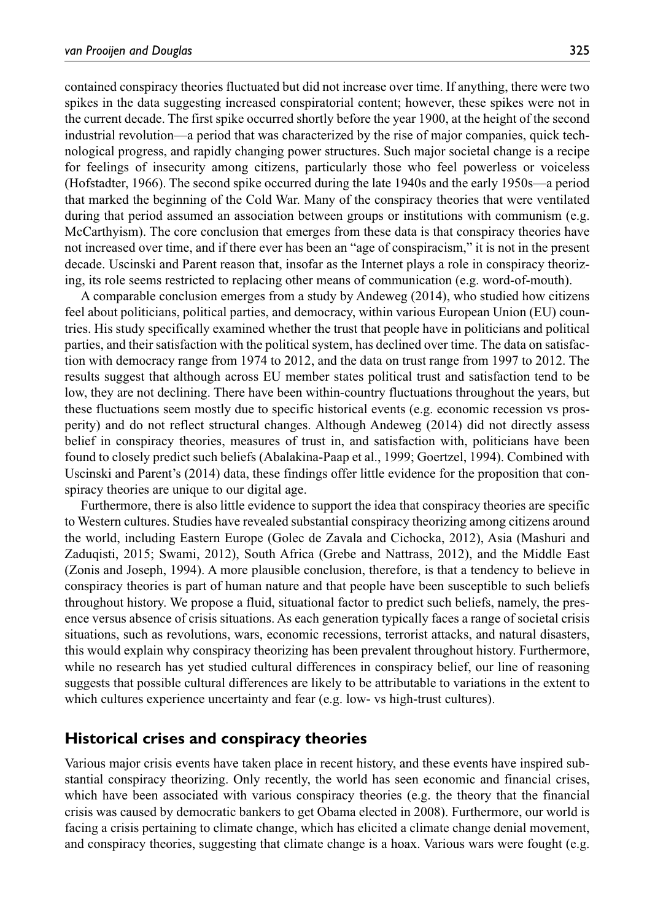contained conspiracy theories fluctuated but did not increase over time. If anything, there were two spikes in the data suggesting increased conspiratorial content; however, these spikes were not in the current decade. The first spike occurred shortly before the year 1900, at the height of the second industrial revolution—a period that was characterized by the rise of major companies, quick technological progress, and rapidly changing power structures. Such major societal change is a recipe for feelings of insecurity among citizens, particularly those who feel powerless or voiceless (Hofstadter, 1966). The second spike occurred during the late 1940s and the early 1950s—a period that marked the beginning of the Cold War. Many of the conspiracy theories that were ventilated during that period assumed an association between groups or institutions with communism (e.g. McCarthyism). The core conclusion that emerges from these data is that conspiracy theories have not increased over time, and if there ever has been an "age of conspiracism," it is not in the present decade. Uscinski and Parent reason that, insofar as the Internet plays a role in conspiracy theorizing, its role seems restricted to replacing other means of communication (e.g. word-of-mouth).

A comparable conclusion emerges from a study by Andeweg (2014), who studied how citizens feel about politicians, political parties, and democracy, within various European Union (EU) countries. His study specifically examined whether the trust that people have in politicians and political parties, and their satisfaction with the political system, has declined over time. The data on satisfaction with democracy range from 1974 to 2012, and the data on trust range from 1997 to 2012. The results suggest that although across EU member states political trust and satisfaction tend to be low, they are not declining. There have been within-country fluctuations throughout the years, but these fluctuations seem mostly due to specific historical events (e.g. economic recession vs prosperity) and do not reflect structural changes. Although Andeweg (2014) did not directly assess belief in conspiracy theories, measures of trust in, and satisfaction with, politicians have been found to closely predict such beliefs (Abalakina-Paap et al., 1999; Goertzel, 1994). Combined with Uscinski and Parent's (2014) data, these findings offer little evidence for the proposition that conspiracy theories are unique to our digital age.

Furthermore, there is also little evidence to support the idea that conspiracy theories are specific to Western cultures. Studies have revealed substantial conspiracy theorizing among citizens around the world, including Eastern Europe (Golec de Zavala and Cichocka, 2012), Asia (Mashuri and Zaduqisti, 2015; Swami, 2012), South Africa (Grebe and Nattrass, 2012), and the Middle East (Zonis and Joseph, 1994). A more plausible conclusion, therefore, is that a tendency to believe in conspiracy theories is part of human nature and that people have been susceptible to such beliefs throughout history. We propose a fluid, situational factor to predict such beliefs, namely, the presence versus absence of crisis situations. As each generation typically faces a range of societal crisis situations, such as revolutions, wars, economic recessions, terrorist attacks, and natural disasters, this would explain why conspiracy theorizing has been prevalent throughout history. Furthermore, while no research has yet studied cultural differences in conspiracy belief, our line of reasoning suggests that possible cultural differences are likely to be attributable to variations in the extent to which cultures experience uncertainty and fear (e.g. low- vs high-trust cultures).

## Historical crises and conspiracy theories

Various major crisis events have taken place in recent history, and these events have inspired substantial conspiracy theorizing. Only recently, the world has seen economic and financial crises, which have been associated with various conspiracy theories (e.g. the theory that the financial crisis was caused by democratic bankers to get Obama elected in 2008). Furthermore, our world is facing a crisis pertaining to climate change, which has elicited a climate change denial movement, and conspiracy theories, suggesting that climate change is a hoax. Various wars were fought (e.g.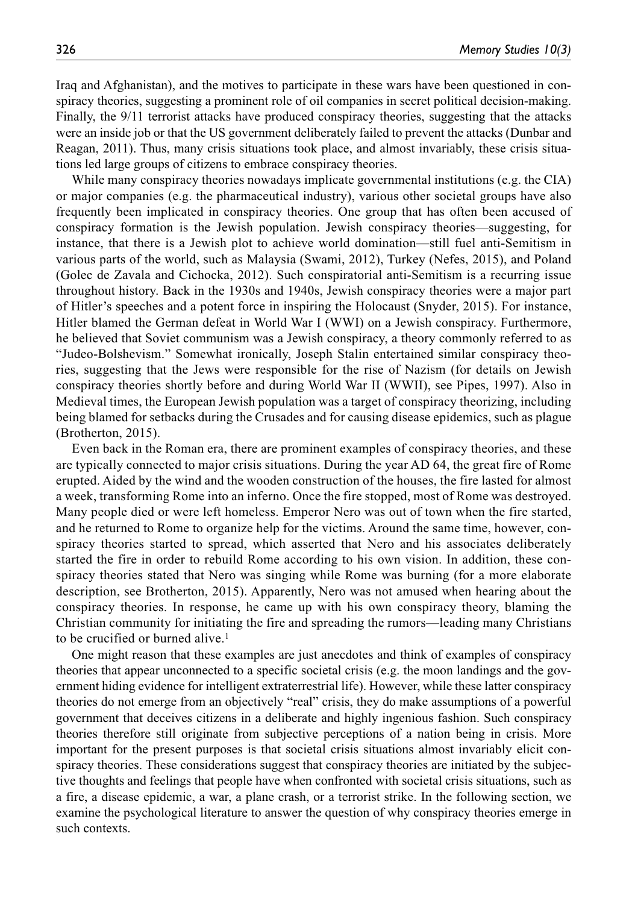Iraq and Afghanistan), and the motives to participate in these wars have been questioned in conspiracy theories, suggesting a prominent role of oil companies in secret political decision-making. Finally, the 9/11 terrorist attacks have produced conspiracy theories, suggesting that the attacks were an inside job or that the US government deliberately failed to prevent the attacks (Dunbar and Reagan, 2011). Thus, many crisis situations took place, and almost invariably, these crisis situations led large groups of citizens to embrace conspiracy theories.

While many conspiracy theories nowadays implicate governmental institutions (e.g. the CIA) or major companies (e.g. the pharmaceutical industry), various other societal groups have also frequently been implicated in conspiracy theories. One group that has often been accused of conspiracy formation is the Jewish population. Jewish conspiracy theories—suggesting, for instance, that there is a Jewish plot to achieve world domination—still fuel anti-Semitism in various parts of the world, such as Malaysia (Swami, 2012), Turkey (Nefes, 2015), and Poland (Golec de Zavala and Cichocka, 2012). Such conspiratorial anti-Semitism is a recurring issue throughout history. Back in the 1930s and 1940s, Jewish conspiracy theories were a major part of Hitler's speeches and a potent force in inspiring the Holocaust (Snyder, 2015). For instance, Hitler blamed the German defeat in World War I (WWI) on a Jewish conspiracy. Furthermore, he believed that Soviet communism was a Jewish conspiracy, a theory commonly referred to as "Judeo-Bolshevism." Somewhat ironically, Joseph Stalin entertained similar conspiracy theories, suggesting that the Jews were responsible for the rise of Nazism (for details on Jewish conspiracy theories shortly before and during World War II (WWII), see Pipes, 1997). Also in Medieval times, the European Jewish population was a target of conspiracy theorizing, including being blamed for setbacks during the Crusades and for causing disease epidemics, such as plague (Brotherton, 2015).

Even back in the Roman era, there are prominent examples of conspiracy theories, and these are typically connected to major crisis situations. During the year AD 64, the great fire of Rome erupted. Aided by the wind and the wooden construction of the houses, the fire lasted for almost a week, transforming Rome into an inferno. Once the fire stopped, most of Rome was destroyed. Many people died or were left homeless. Emperor Nero was out of town when the fire started, and he returned to Rome to organize help for the victims. Around the same time, however, conspiracy theories started to spread, which asserted that Nero and his associates deliberately started the fire in order to rebuild Rome according to his own vision. In addition, these conspiracy theories stated that Nero was singing while Rome was burning (for a more elaborate description, see Brotherton, 2015). Apparently, Nero was not amused when hearing about the conspiracy theories. In response, he came up with his own conspiracy theory, blaming the Christian community for initiating the fire and spreading the rumors—leading many Christians to be crucified or burned alive.[1]

One might reason that these examples are just anecdotes and think of examples of conspiracy theories that appear unconnected to a specific societal crisis (e.g. the moon landings and the government hiding evidence for intelligent extraterrestrial life). However, while these latter conspiracy theories do not emerge from an objectively "real" crisis, they do make assumptions of a powerful government that deceives citizens in a deliberate and highly ingenious fashion. Such conspiracy theories therefore still originate from subjective perceptions of a nation being in crisis. More important for the present purposes is that societal crisis situations almost invariably elicit conspiracy theories. These considerations suggest that conspiracy theories are initiated by the subjective thoughts and feelings that people have when confronted with societal crisis situations, such as a fire, a disease epidemic, a war, a plane crash, or a terrorist strike. In the following section, we examine the psychological literature to answer the question of why conspiracy theories emerge in such contexts.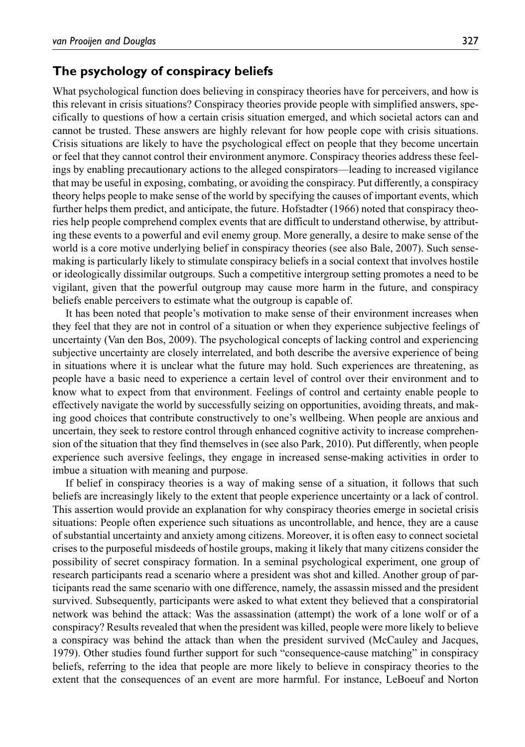## The psychology of conspiracy beliefs

What psychological function does believing in conspiracy theories have for perceivers, and how is this relevant in crisis situations? Conspiracy theories provide people with simplified answers, specifically to questions of how a certain crisis situation emerged, and which societal actors can and cannot be trusted. These answers are highly relevant for how people cope with crisis situations. Crisis situations are likely to have the psychological effect on people that they become uncertain or feel that they cannot control their environment anymore. Conspiracy theories address these feelings by enabling precautionary actions to the alleged conspirators—leading to increased vigilance that may be useful in exposing, combating, or avoiding the conspiracy. Put differently, a conspiracy theory helps people to make sense of the world by specifying the causes of important events, which further helps them predict, and anticipate, the future. Hofstadter (1966) noted that conspiracy theories help people comprehend complex events that are difficult to understand otherwise, by attributing these events to a powerful and evil enemy group. More generally, a desire to make sense of the world is a core motive underlying belief in conspiracy theories (see also Bale, 2007). Such sense-making is particularly likely to stimulate conspiracy beliefs in a social context that involves hostile or ideologically dissimilar outgroups. Such a competitive intergroup setting promotes a need to be vigilant, given that the powerful outgroup may cause more harm in the future, and conspiracy beliefs enable perceivers to estimate what the outgroup is capable of.

It has been noted that people's motivation to make sense of their environment increases when they feel that they are not in control of a situation or when they experience subjective feelings of uncertainty (Van den Bos, 2009). The psychological concepts of lacking control and experiencing subjective uncertainty are closely interrelated, and both describe the aversive experience of being in situations where it is unclear what the future may hold. Such experiences are threatening, as people have a basic need to experience a certain level of control over their environment and to know what to expect from that environment. Feelings of control and certainty enable people to effectively navigate the world by successfully seizing on opportunities, avoiding threats, and making good choices that contribute constructively to one's wellbeing. When people are anxious and uncertain, they seek to restore control through enhanced cognitive activity to increase comprehension of the situation that they find themselves in (see also Park, 2010). Put differently, when people experience such aversive feelings, they engage in increased sense-making activities in order to imbue a situation with meaning and purpose.

If belief in conspiracy theories is a way of making sense of a situation, it follows that such beliefs are increasingly likely to the extent that people experience uncertainty or a lack of control. This assertion would provide an explanation for why conspiracy theories emerge in societal crisis situations: People often experience such situations as uncontrollable, and hence, they are a cause of substantial uncertainty and anxiety among citizens. Moreover, it is often easy to connect societal crises to the purposeful misdeeds of hostile groups, making it likely that many citizens consider the possibility of secret conspiracy formation. In a seminal psychological experiment, one group of research participants read a scenario where a president was shot and killed. Another group of participants read the same scenario with one difference, namely, the assassin missed and the president survived. Subsequently, participants were asked to what extent they believed that a conspiratorial network was behind the attack: Was the assassination (attempt) the work of a lone wolf or of a conspiracy? Results revealed that when the president was killed, people were more likely to believe a conspiracy was behind the attack than when the president survived (McCauley and Jacques, 1979). Other studies found further support for such "consequence-cause matching" in conspiracy beliefs, referring to the idea that people are more likely to believe in conspiracy theories to the extent that the consequences of an event are more harmful. For instance, LeBoeuf and Norton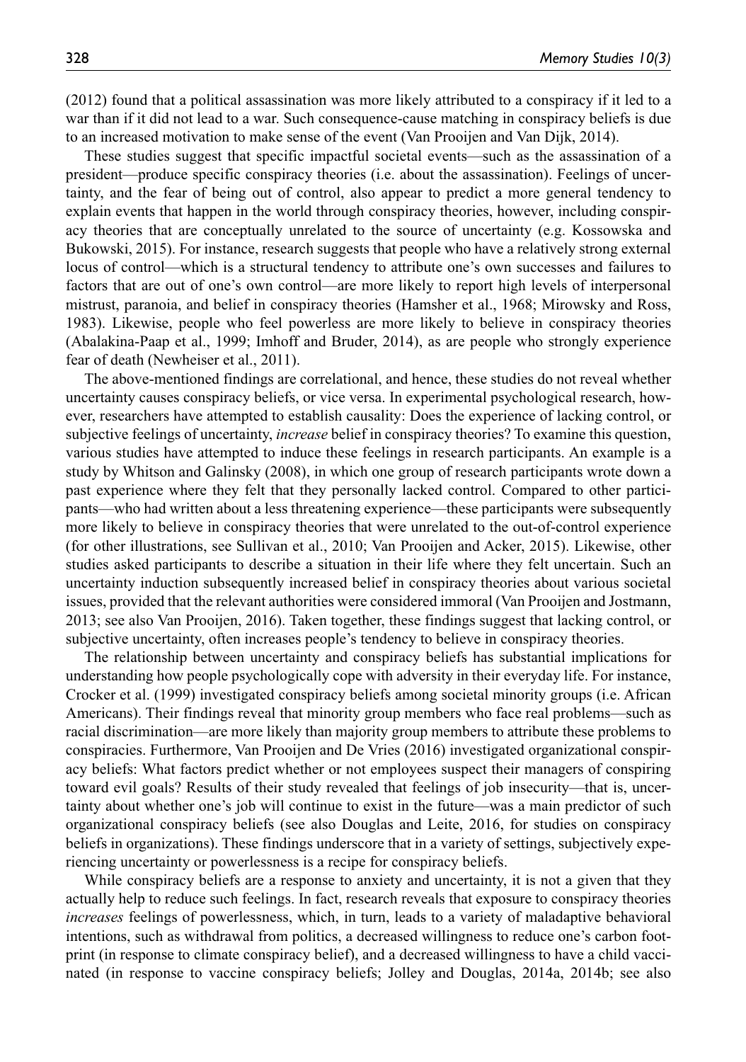(2012) found that a political assassination was more likely attributed to a conspiracy if it led to a war than if it did not lead to a war. Such consequence-cause matching in conspiracy beliefs is due to an increased motivation to make sense of the event (Van Prooijen and Van Dijk, 2014).

These studies suggest that specific impactful societal events—such as the assassination of a president—produce specific conspiracy theories (i.e. about the assassination). Feelings of uncertainty, and the fear of being out of control, also appear to predict a more general tendency to explain events that happen in the world through conspiracy theories, however, including conspiracy theories that are conceptually unrelated to the source of uncertainty (e.g. Kossowska and Bukowski, 2015). For instance, research suggests that people who have a relatively strong external locus of control—which is a structural tendency to attribute one's own successes and failures to factors that are out of one's own control—are more likely to report high levels of interpersonal mistrust, paranoia, and belief in conspiracy theories (Hamsher et al., 1968; Mirowsky and Ross, 1983). Likewise, people who feel powerless are more likely to believe in conspiracy theories (Abalakina-Paap et al., 1999; Imhoff and Bruder, 2014), as are people who strongly experience fear of death (Newheiser et al., 2011).

The above-mentioned findings are correlational, and hence, these studies do not reveal whether uncertainty causes conspiracy beliefs, or vice versa. In experimental psychological research, however, researchers have attempted to establish causality: Does the experience of lacking control, or subjective feelings of uncertainty, *increase* belief in conspiracy theories? To examine this question, various studies have attempted to induce these feelings in research participants. An example is a study by Whitson and Galinsky (2008), in which one group of research participants wrote down a past experience where they felt that they personally lacked control. Compared to other participants—who had written about a less threatening experience—these participants were subsequently more likely to believe in conspiracy theories that were unrelated to the out-of-control experience (for other illustrations, see Sullivan et al., 2010; Van Prooijen and Acker, 2015). Likewise, other studies asked participants to describe a situation in their life where they felt uncertain. Such an uncertainty induction subsequently increased belief in conspiracy theories about various societal issues, provided that the relevant authorities were considered immoral (Van Prooijen and Jostmann, 2013; see also Van Prooijen, 2016). Taken together, these findings suggest that lacking control, or subjective uncertainty, often increases people's tendency to believe in conspiracy theories.

The relationship between uncertainty and conspiracy beliefs has substantial implications for understanding how people psychologically cope with adversity in their everyday life. For instance, Crocker et al. (1999) investigated conspiracy beliefs among societal minority groups (i.e. African Americans). Their findings reveal that minority group members who face real problems—such as racial discrimination—are more likely than majority group members to attribute these problems to conspiracies. Furthermore, Van Prooijen and De Vries (2016) investigated organizational conspiracy beliefs: What factors predict whether or not employees suspect their managers of conspiring toward evil goals? Results of their study revealed that feelings of job insecurity—that is, uncertainty about whether one's job will continue to exist in the future—was a main predictor of such organizational conspiracy beliefs (see also Douglas and Leite, 2016, for studies on conspiracy beliefs in organizations). These findings underscore that in a variety of settings, subjectively experiencing uncertainty or powerlessness is a recipe for conspiracy beliefs.

While conspiracy beliefs are a response to anxiety and uncertainty, it is not a given that they actually help to reduce such feelings. In fact, research reveals that exposure to conspiracy theories *increases* feelings of powerlessness, which, in turn, leads to a variety of maladaptive behavioral intentions, such as withdrawal from politics, a decreased willingness to reduce one's carbon footprint (in response to climate conspiracy belief), and a decreased willingness to have a child vaccinated (in response to vaccine conspiracy beliefs; Jolley and Douglas, 2014a, 2014b; see also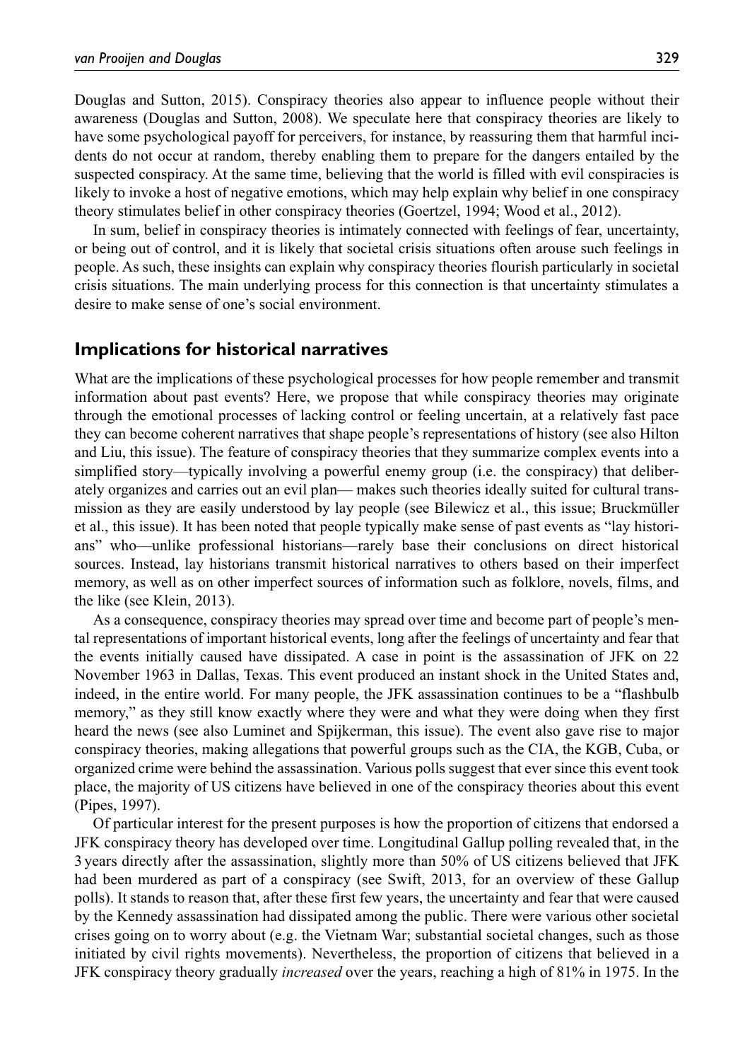Douglas and Sutton, 2015). Conspiracy theories also appear to influence people without their awareness (Douglas and Sutton, 2008). We speculate here that conspiracy theories are likely to have some psychological payoff for perceivers, for instance, by reassuring them that harmful incidents do not occur at random, thereby enabling them to prepare for the dangers entailed by the suspected conspiracy. At the same time, believing that the world is filled with evil conspiracies is likely to invoke a host of negative emotions, which may help explain why belief in one conspiracy theory stimulates belief in other conspiracy theories (Goertzel, 1994; Wood et al., 2012).

In sum, belief in conspiracy theories is intimately connected with feelings of fear, uncertainty, or being out of control, and it is likely that societal crisis situations often arouse such feelings in people. As such, these insights can explain why conspiracy theories flourish particularly in societal crisis situations. The main underlying process for this connection is that uncertainty stimulates a desire to make sense of one's social environment.

## Implications for historical narratives

What are the implications of these psychological processes for how people remember and transmit information about past events? Here, we propose that while conspiracy theories may originate through the emotional processes of lacking control or feeling uncertain, at a relatively fast pace they can become coherent narratives that shape people's representations of history (see also Hilton and Liu, this issue). The feature of conspiracy theories that they summarize complex events into a simplified story—typically involving a powerful enemy group (i.e. the conspiracy) that deliberately organizes and carries out an evil plan— makes such theories ideally suited for cultural transmission as they are easily understood by lay people (see Bilewicz et al., this issue; Bruckmüller et al., this issue). It has been noted that people typically make sense of past events as "lay historians" who—unlike professional historians—rarely base their conclusions on direct historical sources. Instead, lay historians transmit historical narratives to others based on their imperfect memory, as well as on other imperfect sources of information such as folklore, novels, films, and the like (see Klein, 2013).

As a consequence, conspiracy theories may spread over time and become part of people's mental representations of important historical events, long after the feelings of uncertainty and fear that the events initially caused have dissipated. A case in point is the assassination of JFK on 22 November 1963 in Dallas, Texas. This event produced an instant shock in the United States and, indeed, in the entire world. For many people, the JFK assassination continues to be a "flashbulb memory," as they still know exactly where they were and what they were doing when they first heard the news (see also Luminet and Spijkerman, this issue). The event also gave rise to major conspiracy theories, making allegations that powerful groups such as the CIA, the KGB, Cuba, or organized crime were behind the assassination. Various polls suggest that ever since this event took place, the majority of US citizens have believed in one of the conspiracy theories about this event (Pipes, 1997).

Of particular interest for the present purposes is how the proportion of citizens that endorsed a JFK conspiracy theory has developed over time. Longitudinal Gallup polling revealed that, in the 3 years directly after the assassination, slightly more than 50% of US citizens believed that JFK had been murdered as part of a conspiracy (see Swift, 2013, for an overview of these Gallup polls). It stands to reason that, after these first few years, the uncertainty and fear that were caused by the Kennedy assassination had dissipated among the public. There were various other societal crises going on to worry about (e.g. the Vietnam War; substantial societal changes, such as those initiated by civil rights movements). Nevertheless, the proportion of citizens that believed in a JFK conspiracy theory gradually *increased* over the years, reaching a high of 81% in 1975. In the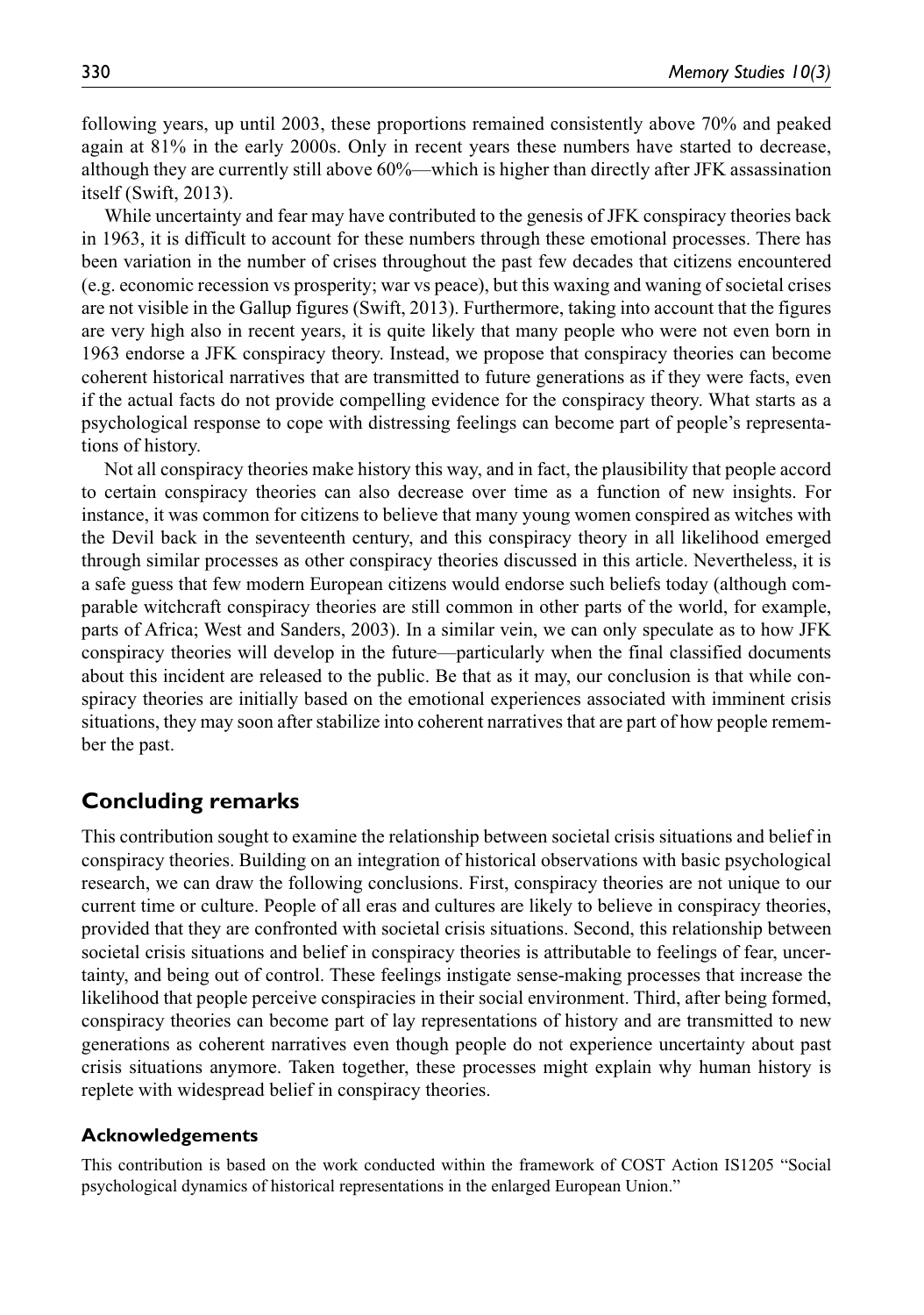following years, up until 2003, these proportions remained consistently above 70% and peaked again at 81% in the early 2000s. Only in recent years these numbers have started to decrease, although they are currently still above 60%—which is higher than directly after JFK assassination itself (Swift, 2013).

While uncertainty and fear may have contributed to the genesis of JFK conspiracy theories back in 1963, it is difficult to account for these numbers through these emotional processes. There has been variation in the number of crises throughout the past few decades that citizens encountered (e.g. economic recession vs prosperity; war vs peace), but this waxing and waning of societal crises are not visible in the Gallup figures (Swift, 2013). Furthermore, taking into account that the figures are very high also in recent years, it is quite likely that many people who were not even born in 1963 endorse a JFK conspiracy theory. Instead, we propose that conspiracy theories can become coherent historical narratives that are transmitted to future generations as if they were facts, even if the actual facts do not provide compelling evidence for the conspiracy theory. What starts as a psychological response to cope with distressing feelings can become part of people's representations of history.

Not all conspiracy theories make history this way, and in fact, the plausibility that people accord to certain conspiracy theories can also decrease over time as a function of new insights. For instance, it was common for citizens to believe that many young women conspired as witches with the Devil back in the seventeenth century, and this conspiracy theory in all likelihood emerged through similar processes as other conspiracy theories discussed in this article. Nevertheless, it is a safe guess that few modern European citizens would endorse such beliefs today (although comparable witchcraft conspiracy theories are still common in other parts of the world, for example, parts of Africa; West and Sanders, 2003). In a similar vein, we can only speculate as to how JFK conspiracy theories will develop in the future—particularly when the final classified documents about this incident are released to the public. Be that as it may, our conclusion is that while conspiracy theories are initially based on the emotional experiences associated with imminent crisis situations, they may soon after stabilize into coherent narratives that are part of how people remember the past.

## Concluding remarks

This contribution sought to examine the relationship between societal crisis situations and belief in conspiracy theories. Building on an integration of historical observations with basic psychological research, we can draw the following conclusions. First, conspiracy theories are not unique to our current time or culture. People of all eras and cultures are likely to believe in conspiracy theories, provided that they are confronted with societal crisis situations. Second, this relationship between societal crisis situations and belief in conspiracy theories is attributable to feelings of fear, uncertainty, and being out of control. These feelings instigate sense-making processes that increase the likelihood that people perceive conspiracies in their social environment. Third, after being formed, conspiracy theories can become part of lay representations of history and are transmitted to new generations as coherent narratives even though people do not experience uncertainty about past crisis situations anymore. Taken together, these processes might explain why human history is replete with widespread belief in conspiracy theories.

### Acknowledgements

This contribution is based on the work conducted within the framework of COST Action IS1205 "Social psychological dynamics of historical representations in the enlarged European Union."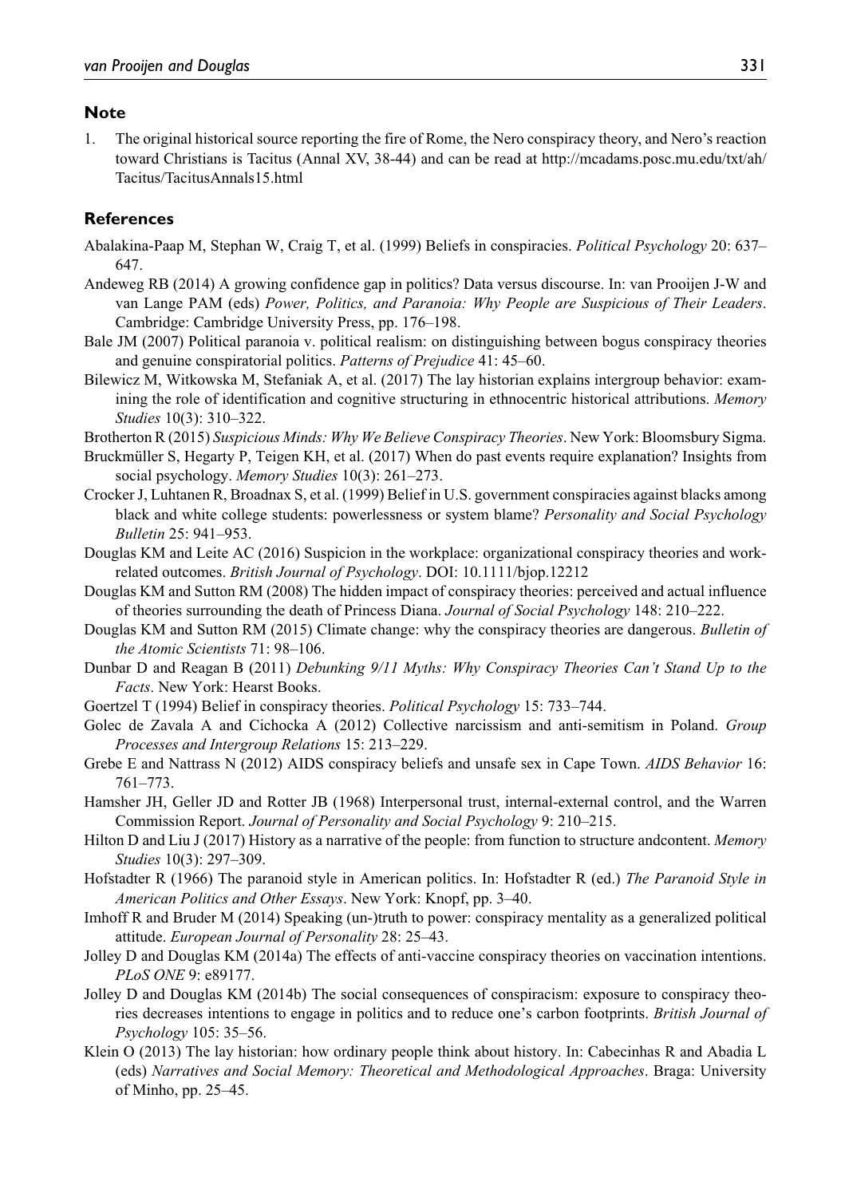## Note

1. The original historical source reporting the fire of Rome, the Nero conspiracy theory, and Nero's reaction toward Christians is Tacitus (Annal XV, 38-44) and can be read at http://mcadams.posc.mu.edu/txt/ah/Tacitus/TacitusAnnals15.html

## References

Abalakina-Paap M, Stephan W, Craig T, et al. (1999) Beliefs in conspiracies. *Political Psychology* 20: 637–647.

Andeweg RB (2014) A growing confidence gap in politics? Data versus discourse. In: van Prooijen J-W and van Lange PAM (eds) *Power, Politics, and Paranoia: Why People are Suspicious of Their Leaders*. Cambridge: Cambridge University Press, pp. 176–198.

Bale JM (2007) Political paranoia v. political realism: on distinguishing between bogus conspiracy theories and genuine conspiratorial politics. *Patterns of Prejudice* 41: 45–60.

Bilewicz M, Witkowska M, Stefaniak A, et al. (2017) The lay historian explains intergroup behavior: examining the role of identification and cognitive structuring in ethnocentric historical attributions. *Memory Studies* 10(3): 310–322.

Brotherton R (2015) *Suspicious Minds: Why We Believe Conspiracy Theories*. New York: Bloomsbury Sigma.

Bruckmüller S, Hegarty P, Teigen KH, et al. (2017) When do past events require explanation? Insights from social psychology. *Memory Studies* 10(3): 261–273.

Crocker J, Luhtanen R, Broadnax S, et al. (1999) Belief in U.S. government conspiracies against blacks among black and white college students: powerlessness or system blame? *Personality and Social Psychology Bulletin* 25: 941–953.

Douglas KM and Leite AC (2016) Suspicion in the workplace: organizational conspiracy theories and work-related outcomes. *British Journal of Psychology*. DOI: 10.1111/bjop.12212

Douglas KM and Sutton RM (2008) The hidden impact of conspiracy theories: perceived and actual influence of theories surrounding the death of Princess Diana. *Journal of Social Psychology* 148: 210–222.

Douglas KM and Sutton RM (2015) Climate change: why the conspiracy theories are dangerous. *Bulletin of the Atomic Scientists* 71: 98–106.

Dunbar D and Reagan B (2011) *Debunking 9/11 Myths: Why Conspiracy Theories Can't Stand Up to the Facts*. New York: Hearst Books.

Goertzel T (1994) Belief in conspiracy theories. *Political Psychology* 15: 733–744.

Golec de Zavala A and Cichocka A (2012) Collective narcissism and anti-semitism in Poland. *Group Processes and Intergroup Relations* 15: 213–229.

Grebe E and Nattrass N (2012) AIDS conspiracy beliefs and unsafe sex in Cape Town. *AIDS Behavior* 16: 761–773.

Hamsher JH, Geller JD and Rotter JB (1968) Interpersonal trust, internal-external control, and the Warren Commission Report. *Journal of Personality and Social Psychology* 9: 210–215.

Hilton D and Liu J (2017) History as a narrative of the people: from function to structure andcontent. *Memory Studies* 10(3): 297–309.

Hofstadter R (1966) The paranoid style in American politics. In: Hofstadter R (ed.) *The Paranoid Style in American Politics and Other Essays*. New York: Knopf, pp. 3–40.

Imhoff R and Bruder M (2014) Speaking (un-)truth to power: conspiracy mentality as a generalized political attitude. *European Journal of Personality* 28: 25–43.

Jolley D and Douglas KM (2014a) The effects of anti-vaccine conspiracy theories on vaccination intentions. *PLoS ONE* 9: e89177.

Jolley D and Douglas KM (2014b) The social consequences of conspiracism: exposure to conspiracy theories decreases intentions to engage in politics and to reduce one's carbon footprints. *British Journal of Psychology* 105: 35–56.

Klein O (2013) The lay historian: how ordinary people think about history. In: Cabecinhas R and Abadia L (eds) *Narratives and Social Memory: Theoretical and Methodological Approaches*. Braga: University of Minho, pp. 25–45.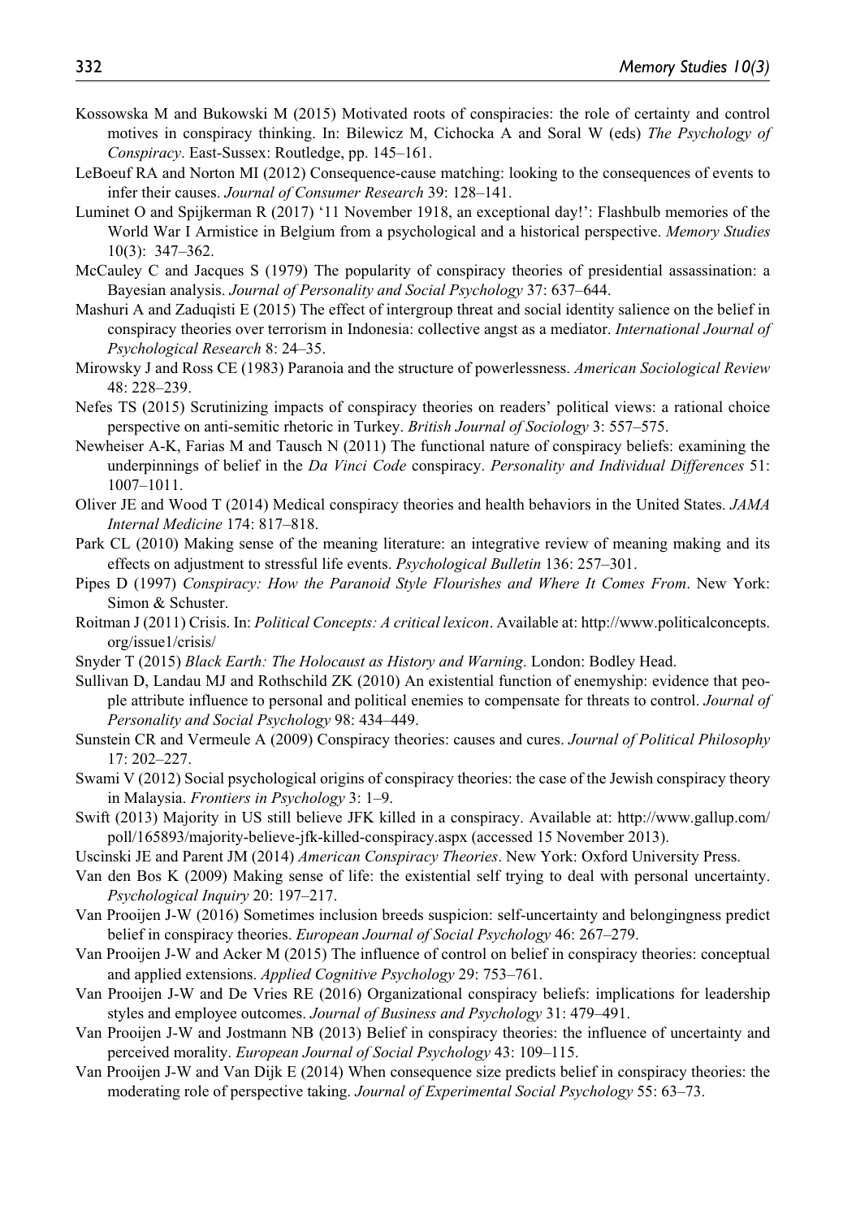Kossowska M and Bukowski M (2015) Motivated roots of conspiracies: the role of certainty and control motives in conspiracy thinking. In: Bilewicz M, Cichocka A and Soral W (eds) *The Psychology of Conspiracy*. East-Sussex: Routledge, pp. 145–161.

LeBoeuf RA and Norton MI (2012) Consequence-cause matching: looking to the consequences of events to infer their causes. *Journal of Consumer Research* 39: 128–141.

Luminet O and Spijkerman R (2017) '11 November 1918, an exceptional day!': Flashbulb memories of the World War I Armistice in Belgium from a psychological and a historical perspective. *Memory Studies* 10(3): 347–362.

McCauley C and Jacques S (1979) The popularity of conspiracy theories of presidential assassination: a Bayesian analysis. *Journal of Personality and Social Psychology* 37: 637–644.

Mashuri A and Zaduqisti E (2015) The effect of intergroup threat and social identity salience on the belief in conspiracy theories over terrorism in Indonesia: collective angst as a mediator. *International Journal of Psychological Research* 8: 24–35.

Mirowsky J and Ross CE (1983) Paranoia and the structure of powerlessness. *American Sociological Review* 48: 228–239.

Nefes TS (2015) Scrutinizing impacts of conspiracy theories on readers' political views: a rational choice perspective on anti-semitic rhetoric in Turkey. *British Journal of Sociology* 3: 557–575.

Newheiser A-K, Farias M and Tausch N (2011) The functional nature of conspiracy beliefs: examining the underpinnings of belief in the *Da Vinci Code* conspiracy. *Personality and Individual Differences* 51: 1007–1011.

Oliver JE and Wood T (2014) Medical conspiracy theories and health behaviors in the United States. *JAMA Internal Medicine* 174: 817–818.

Park CL (2010) Making sense of the meaning literature: an integrative review of meaning making and its effects on adjustment to stressful life events. *Psychological Bulletin* 136: 257–301.

Pipes D (1997) *Conspiracy: How the Paranoid Style Flourishes and Where It Comes From*. New York: Simon & Schuster.

Roitman J (2011) Crisis. In: *Political Concepts: A critical lexicon*. Available at: http://www.politicalconcepts.org/issue1/crisis/

Snyder T (2015) *Black Earth: The Holocaust as History and Warning*. London: Bodley Head.

Sullivan D, Landau MJ and Rothschild ZK (2010) An existential function of enemyship: evidence that people attribute influence to personal and political enemies to compensate for threats to control. *Journal of Personality and Social Psychology* 98: 434–449.

Sunstein CR and Vermeule A (2009) Conspiracy theories: causes and cures. *Journal of Political Philosophy* 17: 202–227.

Swami V (2012) Social psychological origins of conspiracy theories: the case of the Jewish conspiracy theory in Malaysia. *Frontiers in Psychology* 3: 1–9.

Swift (2013) Majority in US still believe JFK killed in a conspiracy. Available at: http://www.gallup.com/poll/165893/majority-believe-jfk-killed-conspiracy.aspx (accessed 15 November 2013).

Uscinski JE and Parent JM (2014) *American Conspiracy Theories*. New York: Oxford University Press.

Van den Bos K (2009) Making sense of life: the existential self trying to deal with personal uncertainty. *Psychological Inquiry* 20: 197–217.

Van Prooijen J-W (2016) Sometimes inclusion breeds suspicion: self-uncertainty and belongingness predict belief in conspiracy theories. *European Journal of Social Psychology* 46: 267–279.

Van Prooijen J-W and Acker M (2015) The influence of control on belief in conspiracy theories: conceptual and applied extensions. *Applied Cognitive Psychology* 29: 753–761.

Van Prooijen J-W and De Vries RE (2016) Organizational conspiracy beliefs: implications for leadership styles and employee outcomes. *Journal of Business and Psychology* 31: 479–491.

Van Prooijen J-W and Jostmann NB (2013) Belief in conspiracy theories: the influence of uncertainty and perceived morality. *European Journal of Social Psychology* 43: 109–115.

Van Prooijen J-W and Van Dijk E (2014) When consequence size predicts belief in conspiracy theories: the moderating role of perspective taking. *Journal of Experimental Social Psychology* 55: 63–73.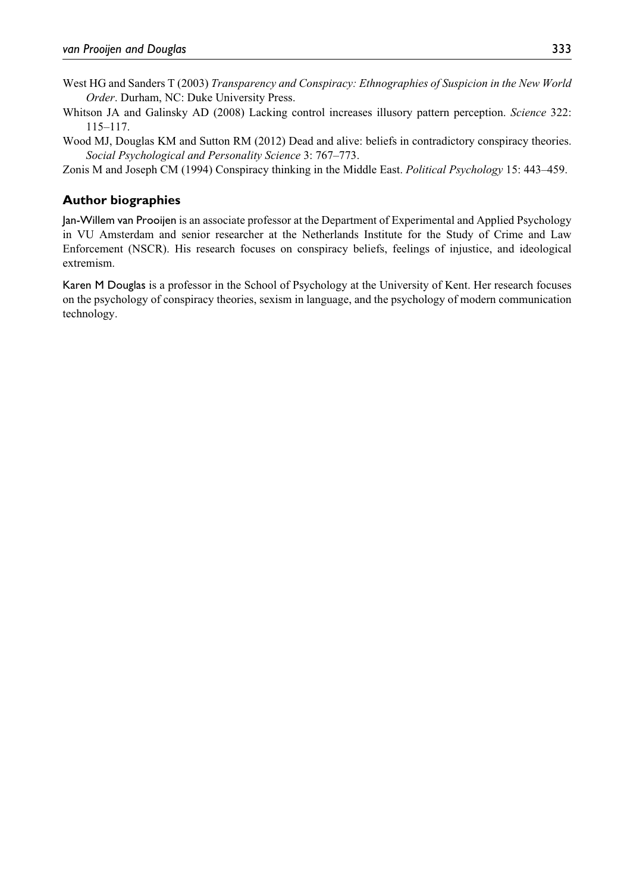West HG and Sanders T (2003) *Transparency and Conspiracy: Ethnographies of Suspicion in the New World Order*. Durham, NC: Duke University Press.

Whitson JA and Galinsky AD (2008) Lacking control increases illusory pattern perception. *Science* 322: 115–117.

Wood MJ, Douglas KM and Sutton RM (2012) Dead and alive: beliefs in contradictory conspiracy theories. *Social Psychological and Personality Science* 3: 767–773.

Zonis M and Joseph CM (1994) Conspiracy thinking in the Middle East. *Political Psychology* 15: 443–459.

## Author biographies

Jan-Willem van Prooijen is an associate professor at the Department of Experimental and Applied Psychology in VU Amsterdam and senior researcher at the Netherlands Institute for the Study of Crime and Law Enforcement (NSCR). His research focuses on conspiracy beliefs, feelings of injustice, and ideological extremism.

Karen M Douglas is a professor in the School of Psychology at the University of Kent. Her research focuses on the psychology of conspiracy theories, sexism in language, and the psychology of modern communication technology.